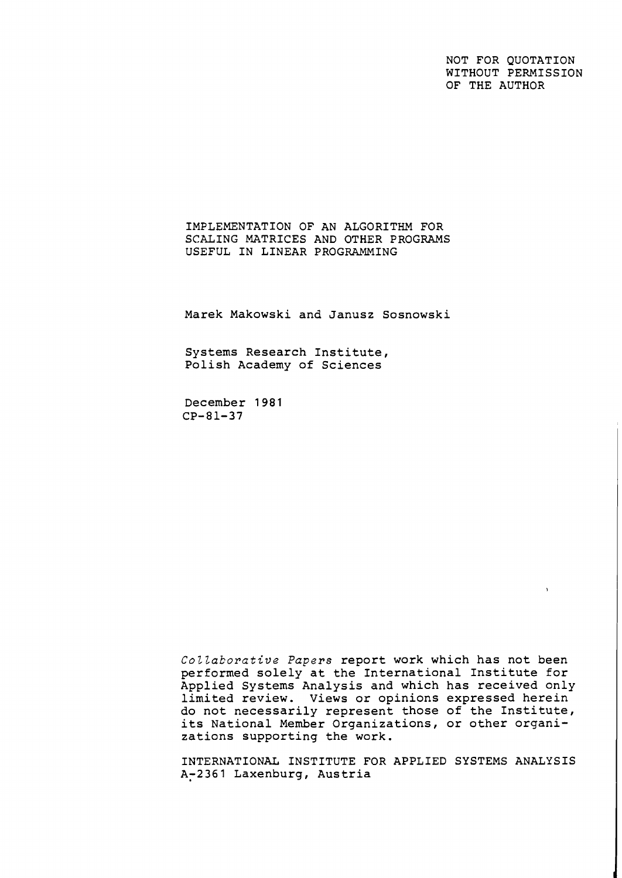NOT FOR QUOTATION
WITHOUT PERMISSION
OF THE AUTHOR

# IMPLEMENTATION OF AN ALGORITHM FOR SCALING MATRICES AND OTHER PROGRAMS USEFUL IN LINEAR PROGRAMMING

Marek Makowski and Janusz Sosnowski

Systems Research Institute,
Polish Academy of Sciences

December 1981
CP-81-37

*Collaborative Papers* report work which has not been performed solely at the International Institute for Applied Systems Analysis and which has received only limited review. Views or opinions expressed herein do not necessarily represent those of the Institute, its National Member Organizations, or other organizations supporting the work.

INTERNATIONAL INSTITUTE FOR APPLIED SYSTEMS ANALYSIS
A-2361 Laxenburg, Austria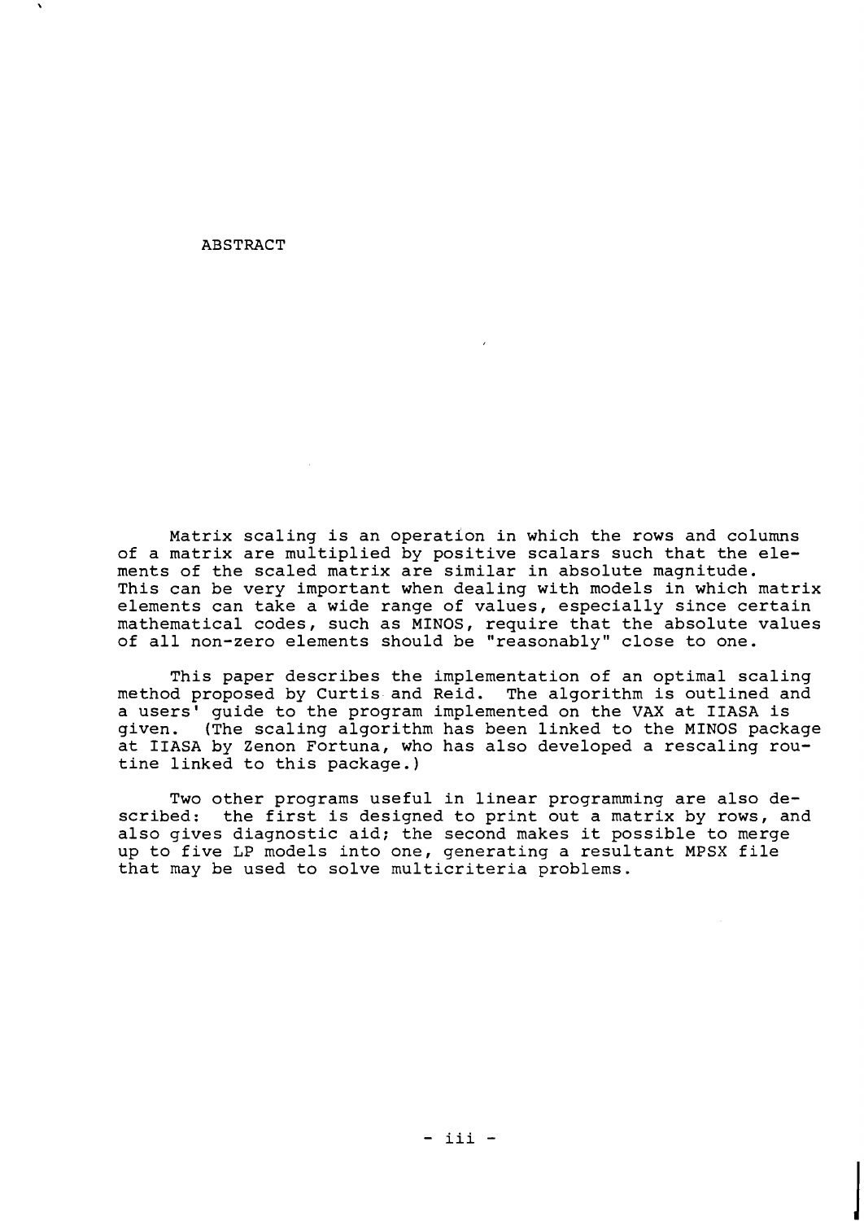# ABSTRACT

Matrix scaling is an operation in which the rows and columns of a matrix are multiplied by positive scalars such that the elements of the scaled matrix are similar in absolute magnitude. This can be very important when dealing with models in which matrix elements can take a wide range of values, especially since certain mathematical codes, such as MINOS, require that the absolute values of all non-zero elements should be "reasonably" close to one.

This paper describes the implementation of an optimal scaling method proposed by Curtis and Reid. The algorithm is outlined and a users' guide to the program implemented on the VAX at IIASA is given. (The scaling algorithm has been linked to the MINOS package at IIASA by Zenon Fortuna, who has also developed a rescaling routine linked to this package.)

Two other programs useful in linear programming are also described: the first is designed to print out a matrix by rows, and also gives diagnostic aid; the second makes it possible to merge up to five LP models into one, generating a resultant MPSX file that may be used to solve multicriteria problems.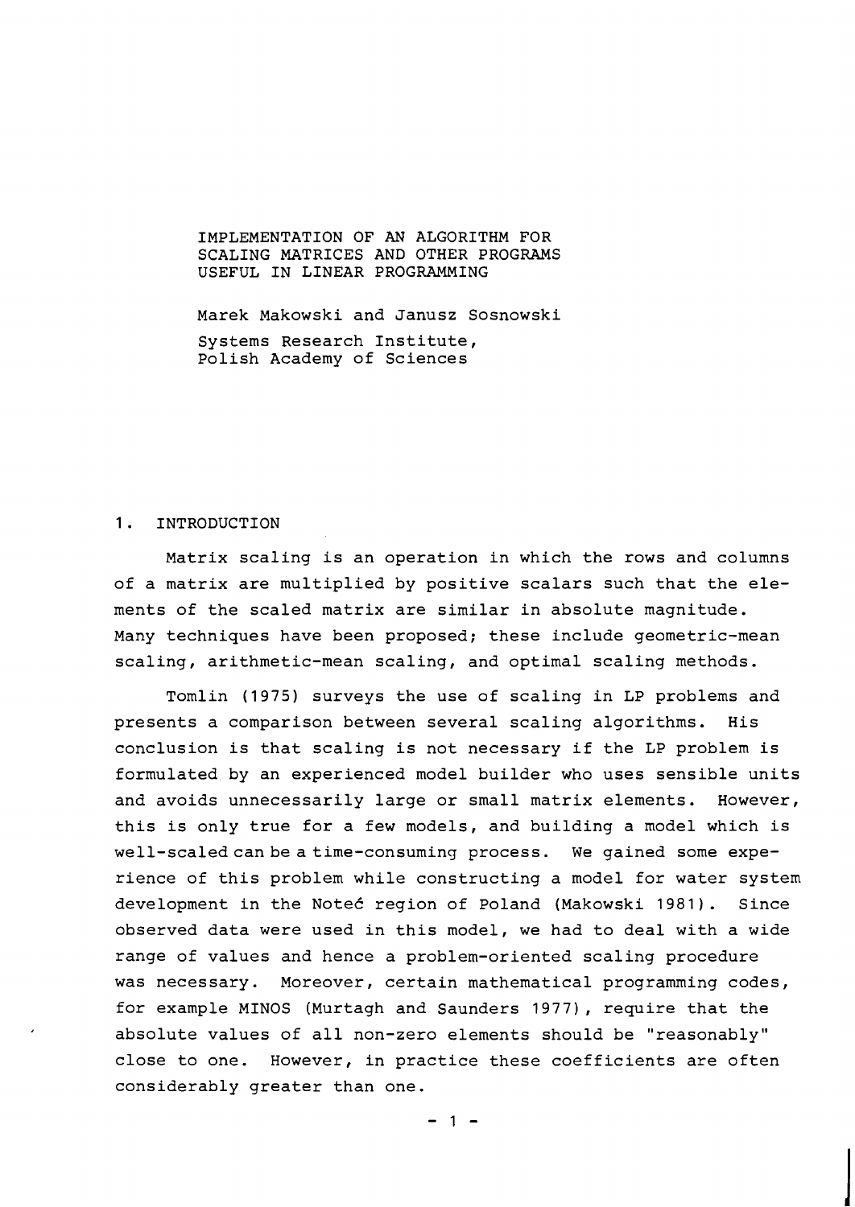# IMPLEMENTATION OF AN ALGORITHM FOR SCALING MATRICES AND OTHER PROGRAMS USEFUL IN LINEAR PROGRAMMING

Marek Makowski and Janusz Sosnowski

Systems Research Institute,
Polish Academy of Sciences

## 1. INTRODUCTION

Matrix scaling is an operation in which the rows and columns of a matrix are multiplied by positive scalars such that the elements of the scaled matrix are similar in absolute magnitude. Many techniques have been proposed; these include geometric-mean scaling, arithmetic-mean scaling, and optimal scaling methods.

Tomlin (1975) surveys the use of scaling in LP problems and presents a comparison between several scaling algorithms. His conclusion is that scaling is not necessary if the LP problem is formulated by an experienced model builder who uses sensible units and avoids unnecessarily large or small matrix elements. However, this is only true for a few models, and building a model which is well-scaled can be a time-consuming process. We gained some experience of this problem while constructing a model for water system development in the Noteć region of Poland (Makowski 1981). Since observed data were used in this model, we had to deal with a wide range of values and hence a problem-oriented scaling procedure was necessary. Moreover, certain mathematical programming codes, for example MINOS (Murtagh and Saunders 1977), require that the absolute values of all non-zero elements should be "reasonably" close to one. However, in practice these coefficients are often considerably greater than one.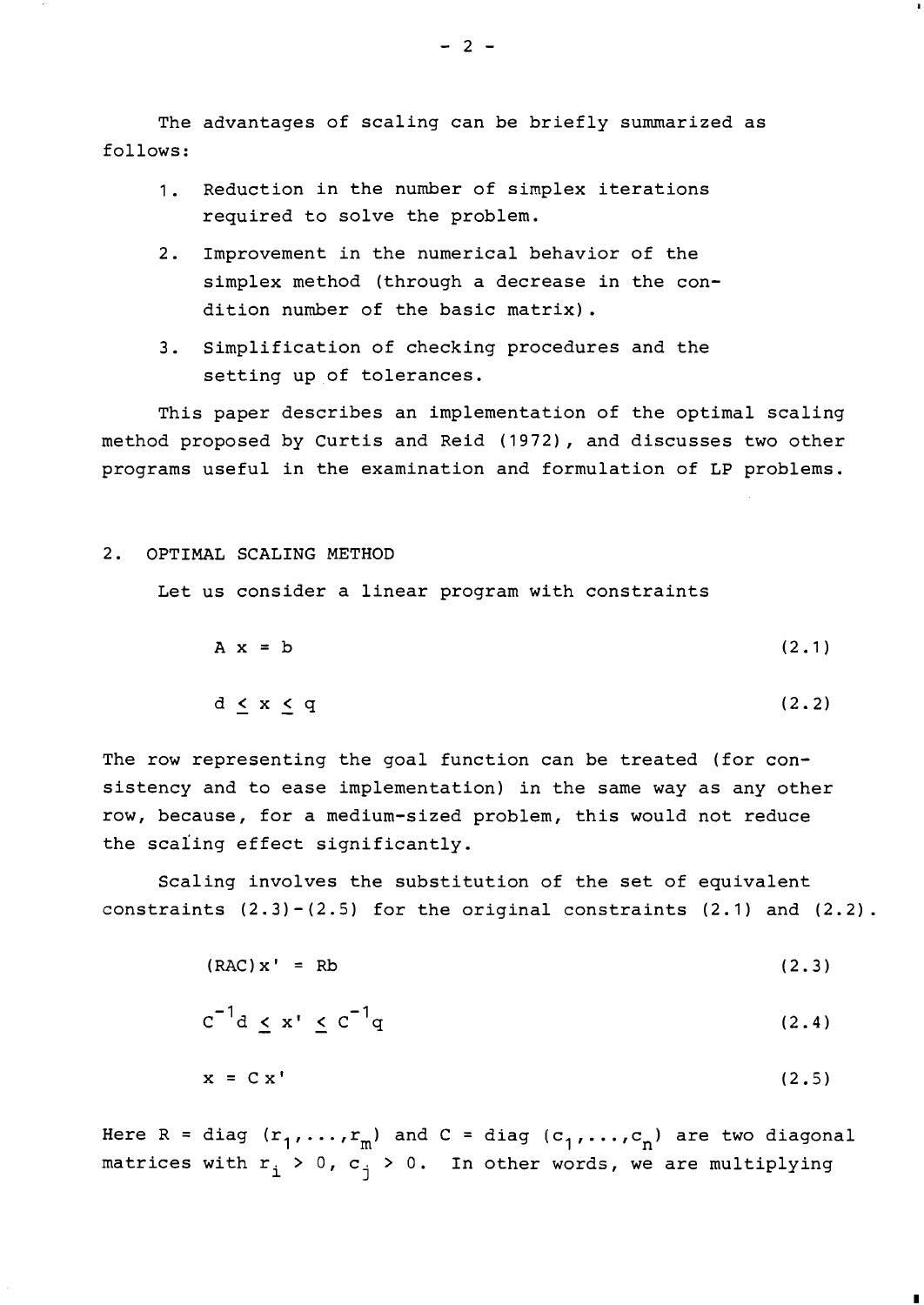The advantages of scaling can be briefly summarized as follows:

1. Reduction in the number of simplex iterations required to solve the problem.
2. Improvement in the numerical behavior of the simplex method (through a decrease in the condition number of the basic matrix).
3. Simplification of checking procedures and the setting up of tolerances.

This paper describes an implementation of the optimal scaling method proposed by Curtis and Reid (1972), and discusses two other programs useful in the examination and formulation of LP problems.

## 2. OPTIMAL SCALING METHOD

Let us consider a linear program with constraints

$$A\,x = b \tag{2.1}$$

$$d \leq x \leq q \tag{2.2}$$

The row representing the goal function can be treated (for consistency and to ease implementation) in the same way as any other row, because, for a medium-sized problem, this would not reduce the scaling effect significantly.

Scaling involves the substitution of the set of equivalent constraints (2.3)-(2.5) for the original constraints (2.1) and (2.2).

$$(RAC)x' = Rb \tag{2.3}$$

$$C^{-1}d \leq x' \leq C^{-1}q \tag{2.4}$$

$$x = C\,x' \tag{2.5}$$

Here $R = \text{diag}\,(r_1,\ldots,r_m)$ and $C = \text{diag}\,(c_1,\ldots,c_n)$ are two diagonal matrices with $r_i > 0$, $c_j > 0$. In other words, we are multiplying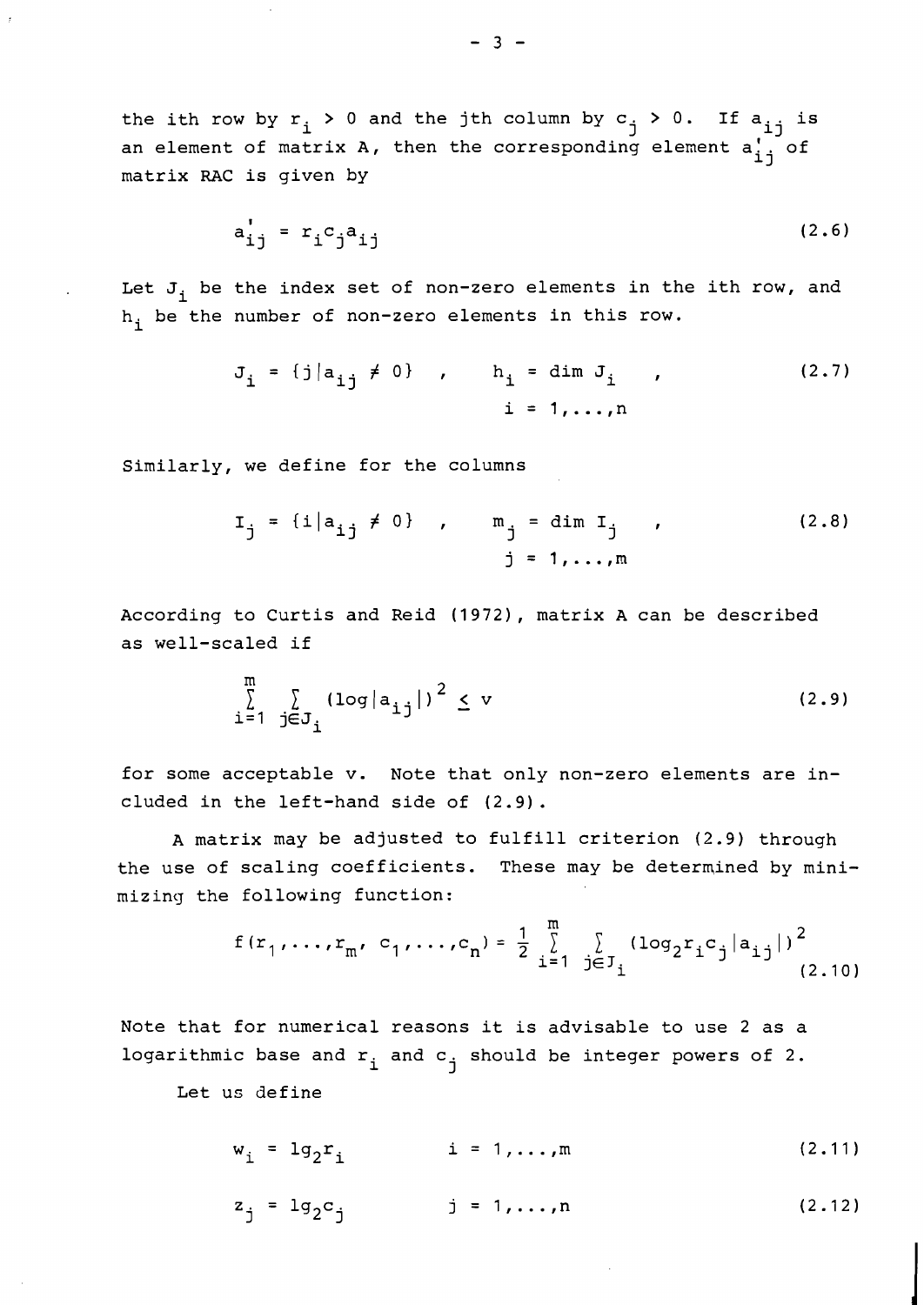the ith row by $r_i > 0$ and the jth column by $c_j > 0$. If $a_{ij}$ is an element of matrix A, then the corresponding element $a'_{ij}$ of matrix RAC is given by

$$a'_{ij} = r_i c_j a_{ij} \tag{2.6}$$

Let $J_i$ be the index set of non-zero elements in the ith row, and $h_i$ be the number of non-zero elements in this row.

$$J_i = \{j | a_{ij} \neq 0\} \quad , \qquad h_i = \dim J_i \quad , \qquad i = 1,\ldots,n \tag{2.7}$$

Similarly, we define for the columns

$$I_j = \{i | a_{ij} \neq 0\} \quad , \qquad m_j = \dim I_j \quad , \qquad j = 1,\ldots,m \tag{2.8}$$

According to Curtis and Reid (1972), matrix A can be described as well-scaled if

$$\sum_{i=1}^{m} \sum_{j \in J_i} (\log |a_{ij}|)^2 \leq v \tag{2.9}$$

for some acceptable v. Note that only non-zero elements are included in the left-hand side of (2.9).

A matrix may be adjusted to fulfill criterion (2.9) through the use of scaling coefficients. These may be determined by minimizing the following function:

$$f(r_1,\ldots,r_m, c_1,\ldots,c_n) = \frac{1}{2} \sum_{i=1}^{m} \sum_{j \in J_i} (\log_2 r_i c_j |a_{ij}|)^2 \tag{2.10}$$

Note that for numerical reasons it is advisable to use 2 as a logarithmic base and $r_i$ and $c_j$ should be integer powers of 2.

Let us define

$$w_i = \lg_2 r_i \qquad i = 1,\ldots,m \tag{2.11}$$

$$z_j = \lg_2 c_j \qquad j = 1,\ldots,n \tag{2.12}$$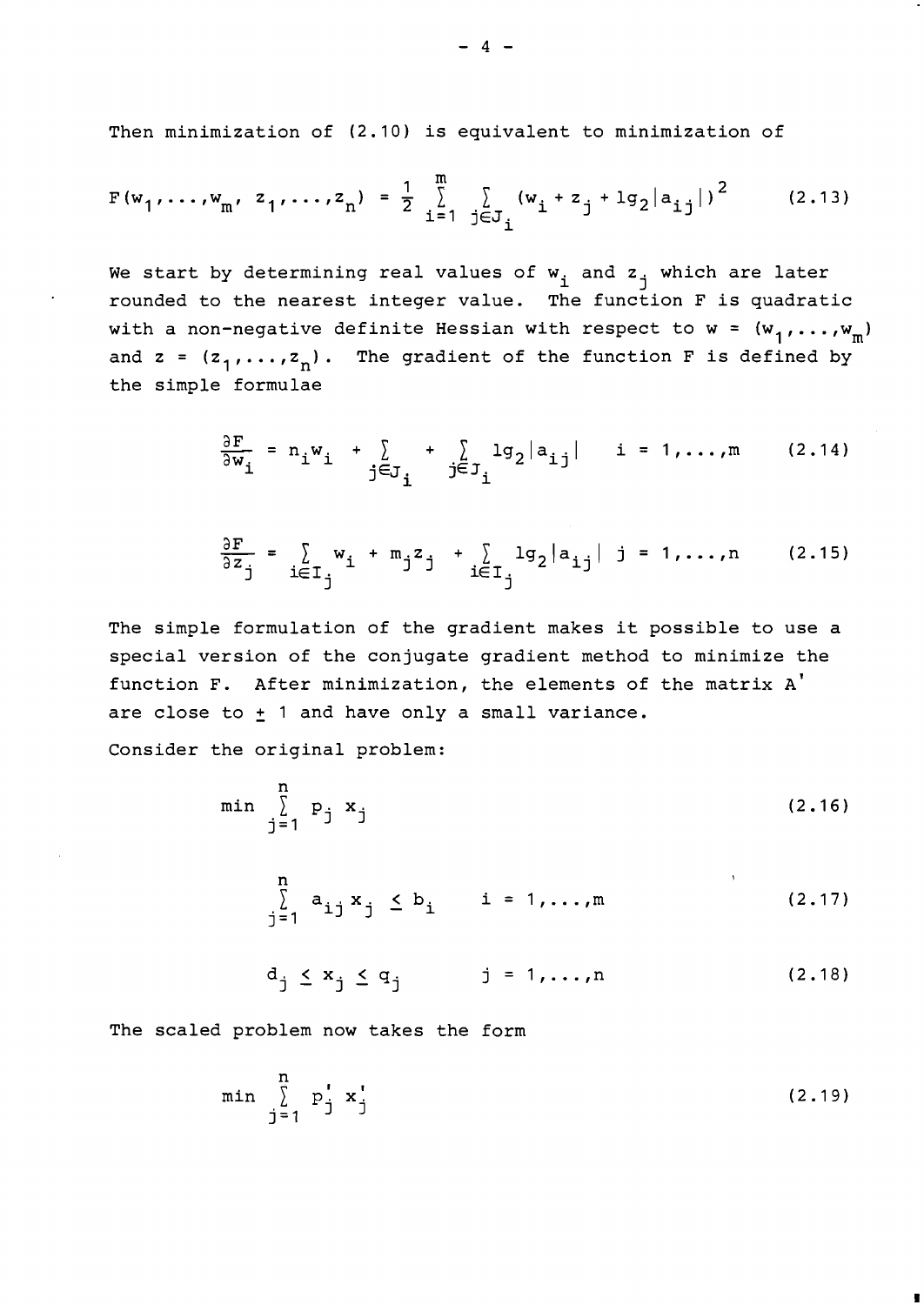Then minimization of (2.10) is equivalent to minimization of

$$F(w_1,\ldots,w_m, z_1,\ldots,z_n) = \frac{1}{2}\sum_{i=1}^{m}\sum_{j\in J_i}(w_i + z_j + \lg_2|a_{ij}|)^2 \qquad (2.13)$$

We start by determining real values of $w_i$ and $z_j$ which are later rounded to the nearest integer value. The function F is quadratic with a non-negative definite Hessian with respect to $w = (w_1,\ldots,w_m)$ and $z = (z_1,\ldots,z_n)$. The gradient of the function F is defined by the simple formulae

$$\frac{\partial F}{\partial w_i} = n_i w_i + \sum_{j\in J_i} + \sum_{j\in J_i}\lg_2|a_{ij}| \quad i = 1,\ldots,m \qquad (2.14)$$

$$\frac{\partial F}{\partial z_j} = \sum_{i\in I_j} w_i + m_j z_j + \sum_{i\in I_j}\lg_2|a_{ij}| \quad j = 1,\ldots,n \qquad (2.15)$$

The simple formulation of the gradient makes it possible to use a special version of the conjugate gradient method to minimize the function F. After minimization, the elements of the matrix $A'$ are close to $\pm$ 1 and have only a small variance.

Consider the original problem:

$$\min \sum_{j=1}^{n} p_j\, x_j \qquad (2.16)$$

$$\sum_{j=1}^{n} a_{ij}\, x_j \leq b_i \qquad i = 1,\ldots,m \qquad (2.17)$$

$$d_j \leq x_j \leq q_j \qquad j = 1,\ldots,n \qquad (2.18)$$

The scaled problem now takes the form

$$\min \sum_{j=1}^{n} p_j'\, x_j' \qquad (2.19)$$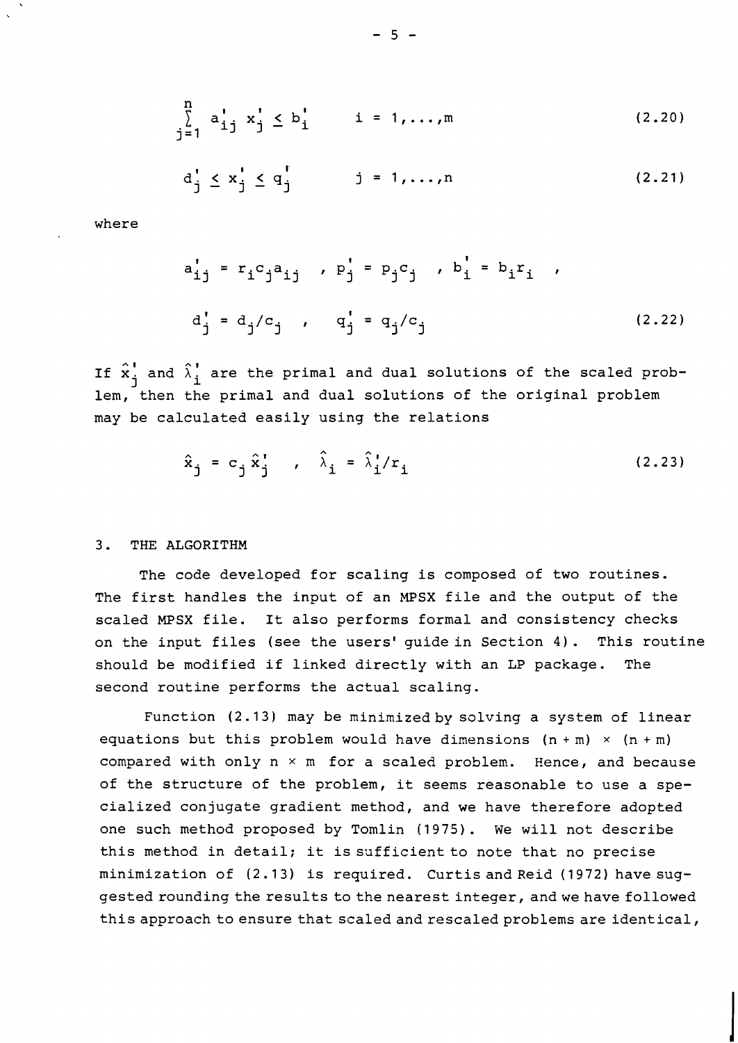$$\sum_{j=1}^{n} a'_{ij} x'_j \leq b'_i \qquad i = 1,\ldots,m \tag{2.20}$$

$$d'_j \leq x'_j \leq q'_j \qquad j = 1,\ldots,n \tag{2.21}$$

where

$$a'_{ij} = r_i c_j a_{ij} \quad , \; p'_j = p_j c_j \quad , \; b'_i = b_i r_i \quad ,$$

$$d'_j = d_j / c_j \quad , \quad q'_j = q_j / c_j \tag{2.22}$$

If $\hat{x}'_j$ and $\hat{\lambda}'_i$ are the primal and dual solutions of the scaled problem, then the primal and dual solutions of the original problem may be calculated easily using the relations

$$\hat{x}_j = c_j \hat{x}'_j \quad , \quad \hat{\lambda}_i = \hat{\lambda}'_i / r_i \tag{2.23}$$

## 3. THE ALGORITHM

The code developed for scaling is composed of two routines. The first handles the input of an MPSX file and the output of the scaled MPSX file. It also performs formal and consistency checks on the input files (see the users' guide in Section 4). This routine should be modified if linked directly with an LP package. The second routine performs the actual scaling.

Function (2.13) may be minimized by solving a system of linear equations but this problem would have dimensions $(n + m) \times (n + m)$ compared with only $n \times m$ for a scaled problem. Hence, and because of the structure of the problem, it seems reasonable to use a specialized conjugate gradient method, and we have therefore adopted one such method proposed by Tomlin (1975). We will not describe this method in detail; it is sufficient to note that no precise minimization of (2.13) is required. Curtis and Reid (1972) have suggested rounding the results to the nearest integer, and we have followed this approach to ensure that scaled and rescaled problems are identical,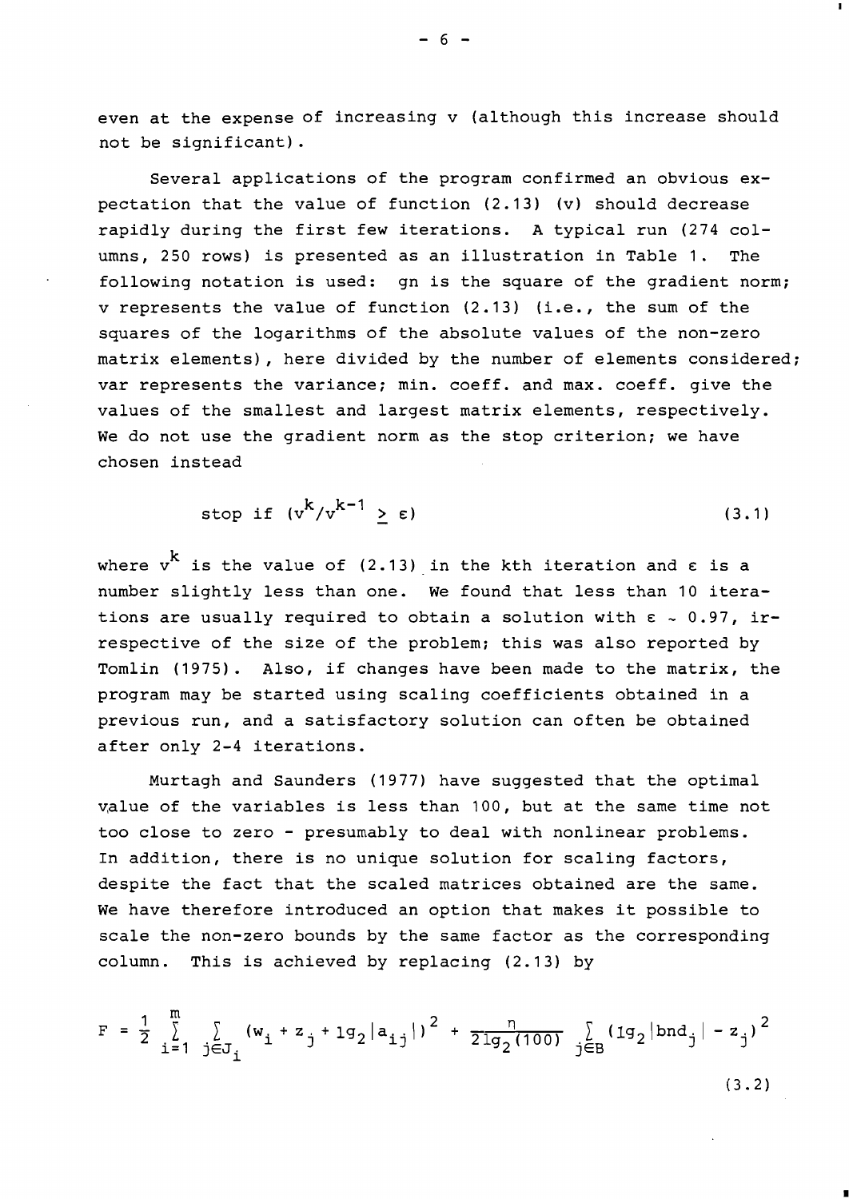even at the expense of increasing v (although this increase should not be significant).

Several applications of the program confirmed an obvious expectation that the value of function (2.13) (v) should decrease rapidly during the first few iterations. A typical run (274 columns, 250 rows) is presented as an illustration in Table 1. The following notation is used: gn is the square of the gradient norm; v represents the value of function (2.13) (i.e., the sum of the squares of the logarithms of the absolute values of the non-zero matrix elements), here divided by the number of elements considered; var represents the variance; min. coeff. and max. coeff. give the values of the smallest and largest matrix elements, respectively. We do not use the gradient norm as the stop criterion; we have chosen instead

$$\text{stop if } (v^k/v^{k-1} \geq \varepsilon) \tag{3.1}$$

where $v^k$ is the value of (2.13) in the kth iteration and $\varepsilon$ is a number slightly less than one. We found that less than 10 iterations are usually required to obtain a solution with $\varepsilon \sim 0.97$, irrespective of the size of the problem; this was also reported by Tomlin (1975). Also, if changes have been made to the matrix, the program may be started using scaling coefficients obtained in a previous run, and a satisfactory solution can often be obtained after only 2-4 iterations.

Murtagh and Saunders (1977) have suggested that the optimal value of the variables is less than 100, but at the same time not too close to zero - presumably to deal with nonlinear problems. In addition, there is no unique solution for scaling factors, despite the fact that the scaled matrices obtained are the same. We have therefore introduced an option that makes it possible to scale the non-zero bounds by the same factor as the corresponding column. This is achieved by replacing (2.13) by

$$F = \frac{1}{2} \sum_{i=1}^{m} \sum_{j \in J_i} (w_i + z_j + \lg_2|a_{ij}|)^2 + \frac{n}{2\lg_2(100)} \sum_{j \in B} (\lg_2|bnd_j| - z_j)^2 \tag{3.2}$$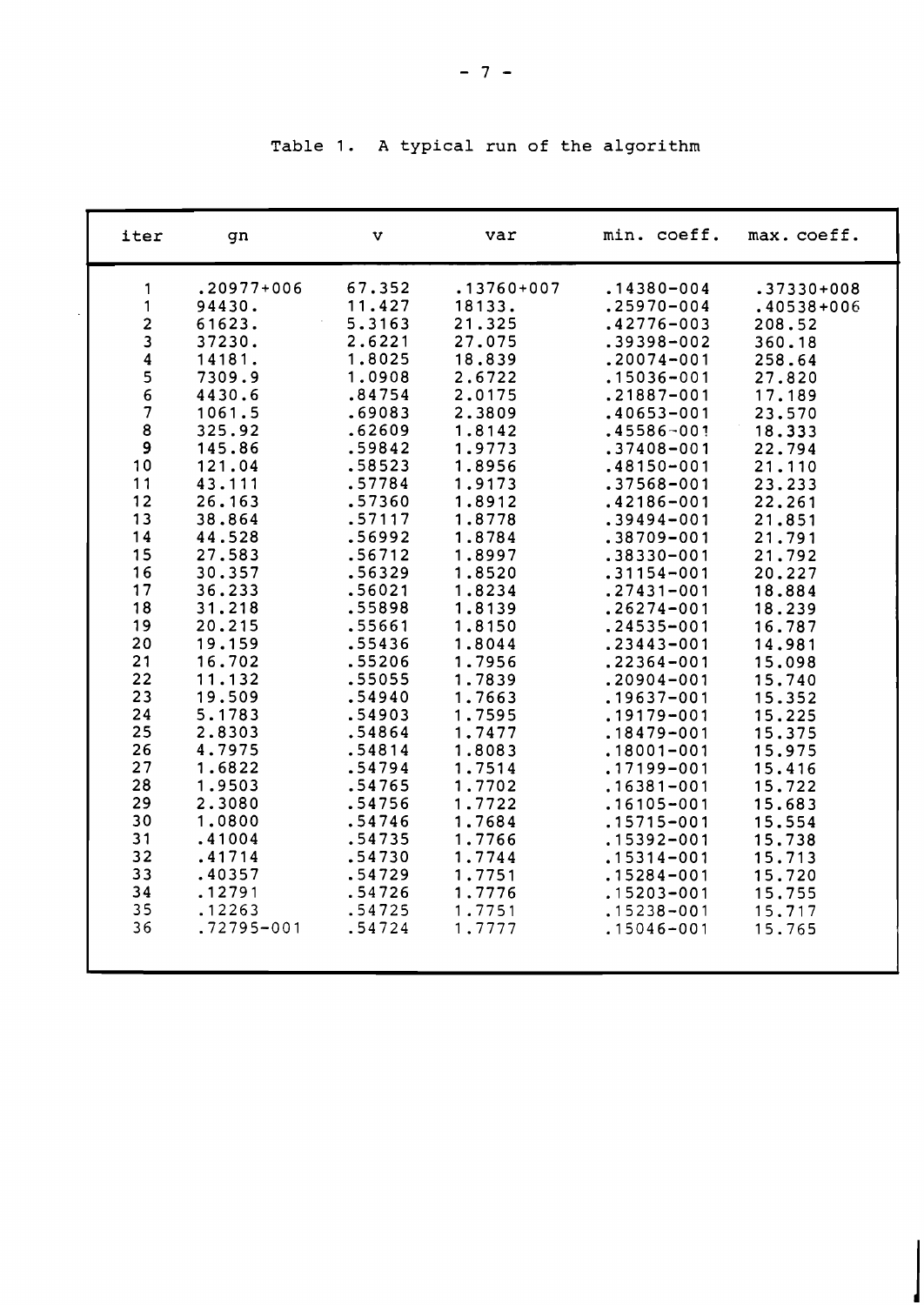Table 1. A typical run of the algorithm

| iter | gn | v | var | min. coeff. | max. coeff. |
|---|---|---|---|---|---|
| 1 | .20977+006 | 67.352 | .13760+007 | .14380-004 | .37330+008 |
| 1 | 94430. | 11.427 | 18133. | .25970-004 | .40538+006 |
| 2 | 61623. | 5.3163 | 21.325 | .42776-003 | 208.52 |
| 3 | 37230. | 2.6221 | 27.075 | .39398-002 | 360.18 |
| 4 | 14181. | 1.8025 | 18.839 | .20074-001 | 258.64 |
| 5 | 7309.9 | 1.0908 | 2.6722 | .15036-001 | 27.820 |
| 6 | 4430.6 | .84754 | 2.0175 | .21887-001 | 17.189 |
| 7 | 1061.5 | .69083 | 2.3809 | .40653-001 | 23.570 |
| 8 | 325.92 | .62609 | 1.8142 | .45586-001 | 18.333 |
| 9 | 145.86 | .59842 | 1.9773 | .37408-001 | 22.794 |
| 10 | 121.04 | .58523 | 1.8956 | .48150-001 | 21.110 |
| 11 | 43.111 | .57784 | 1.9173 | .37568-001 | 23.233 |
| 12 | 26.163 | .57360 | 1.8912 | .42186-001 | 22.261 |
| 13 | 38.864 | .57117 | 1.8778 | .39494-001 | 21.851 |
| 14 | 44.528 | .56992 | 1.8784 | .38709-001 | 21.791 |
| 15 | 27.583 | .56712 | 1.8997 | .38330-001 | 21.792 |
| 16 | 30.357 | .56329 | 1.8520 | .31154-001 | 20.227 |
| 17 | 36.233 | .56021 | 1.8234 | .27431-001 | 18.884 |
| 18 | 31.218 | .55898 | 1.8139 | .26274-001 | 18.239 |
| 19 | 20.215 | .55661 | 1.8150 | .24535-001 | 16.787 |
| 20 | 19.159 | .55436 | 1.8044 | .23443-001 | 14.981 |
| 21 | 16.702 | .55206 | 1.7956 | .22364-001 | 15.098 |
| 22 | 11.132 | .55055 | 1.7839 | .20904-001 | 15.740 |
| 23 | 19.509 | .54940 | 1.7663 | .19637-001 | 15.352 |
| 24 | 5.1783 | .54903 | 1.7595 | .19179-001 | 15.225 |
| 25 | 2.8303 | .54864 | 1.7477 | .18479-001 | 15.375 |
| 26 | 4.7975 | .54814 | 1.8083 | .18001-001 | 15.975 |
| 27 | 1.6822 | .54794 | 1.7514 | .17199-001 | 15.416 |
| 28 | 1.9503 | .54765 | 1.7702 | .16381-001 | 15.722 |
| 29 | 2.3080 | .54756 | 1.7722 | .16105-001 | 15.683 |
| 30 | 1.0800 | .54746 | 1.7684 | .15715-001 | 15.554 |
| 31 | .41004 | .54735 | 1.7766 | .15392-001 | 15.738 |
| 32 | .41714 | .54730 | 1.7744 | .15314-001 | 15.713 |
| 33 | .40357 | .54729 | 1.7751 | .15284-001 | 15.720 |
| 34 | .12791 | .54726 | 1.7776 | .15203-001 | 15.755 |
| 35 | .12263 | .54725 | 1.7751 | .15238-001 | 15.717 |
| 36 | .72795-001 | .54724 | 1.7777 | .15046-001 | 15.765 |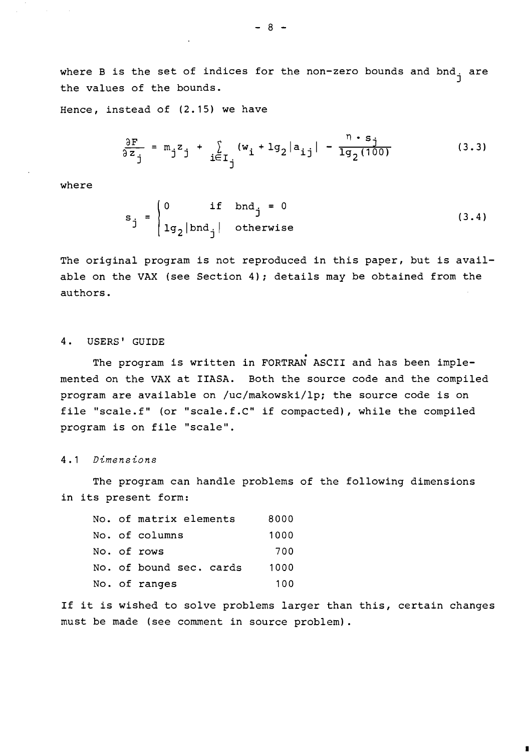where B is the set of indices for the non-zero bounds and $bnd_j$ are the values of the bounds.

Hence, instead of (2.15) we have

$$\frac{\partial F}{\partial z_j} = m_j z_j + \sum_{i \in I_j} (w_i + lg_2 |a_{ij}| - \frac{\eta \cdot s_j}{lg_2(100)} \qquad (3.3)$$

where

$$s_j = \begin{cases} 0 & \text{if } bnd_j = 0 \\ lg_2 |bnd_j| & \text{otherwise} \end{cases} \qquad (3.4)$$

The original program is not reproduced in this paper, but is available on the VAX (see Section 4); details may be obtained from the authors.

## 4. USERS' GUIDE

The program is written in FORTRAN ASCII and has been implemented on the VAX at IIASA. Both the source code and the compiled program are available on /uc/makowski/lp; the source code is on file "scale.f" (or "scale.f.C" if compacted), while the compiled program is on file "scale".

### 4.1 *Dimensions*

The program can handle problems of the following dimensions in its present form:

| | |
|---|---|
| No. of matrix elements | 8000 |
| No. of columns | 1000 |
| No. of rows | 700 |
| No. of bound sec. cards | 1000 |
| No. of ranges | 100 |

If it is wished to solve problems larger than this, certain changes must be made (see comment in source problem).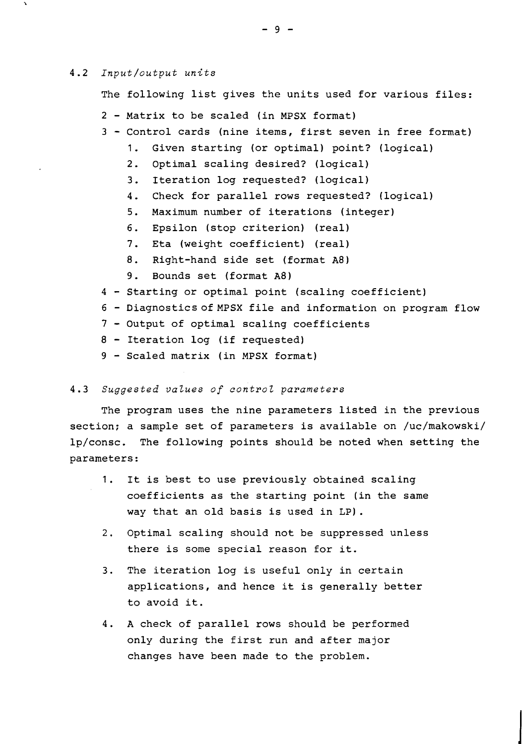### 4.2 *Input/output units*

The following list gives the units used for various files:

- 2 - Matrix to be scaled (in MPSX format)
- 3 - Control cards (nine items, first seven in free format)
    1. Given starting (or optimal) point? (logical)
    2. Optimal scaling desired? (logical)
    3. Iteration log requested? (logical)
    4. Check for parallel rows requested? (logical)
    5. Maximum number of iterations (integer)
    6. Epsilon (stop criterion) (real)
    7. Eta (weight coefficient) (real)
    8. Right-hand side set (format A8)
    9. Bounds set (format A8)
- 4 - Starting or optimal point (scaling coefficient)
- 6 - Diagnostics of MPSX file and information on program flow
- 7 - Output of optimal scaling coefficients
- 8 - Iteration log (if requested)
- 9 - Scaled matrix (in MPSX format)

### 4.3 *Suggested values of control parameters*

The program uses the nine parameters listed in the previous section; a sample set of parameters is available on /uc/makowski/lp/consc. The following points should be noted when setting the parameters:

1. It is best to use previously obtained scaling coefficients as the starting point (in the same way that an old basis is used in LP).

2. Optimal scaling should not be suppressed unless there is some special reason for it.

3. The iteration log is useful only in certain applications, and hence it is generally better to avoid it.

4. A check of parallel rows should be performed only during the first run and after major changes have been made to the problem.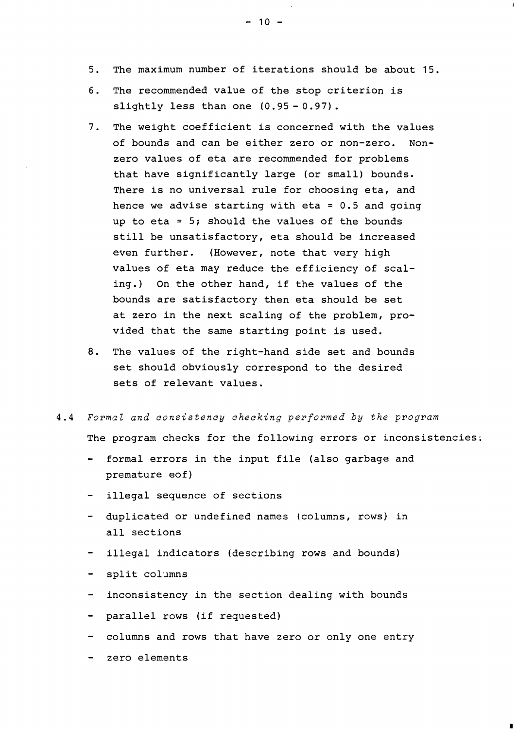5. The maximum number of iterations should be about 15.

6. The recommended value of the stop criterion is slightly less than one (0.95 - 0.97).

7. The weight coefficient is concerned with the values of bounds and can be either zero or non-zero. Non-zero values of eta are recommended for problems that have significantly large (or small) bounds. There is no universal rule for choosing eta, and hence we advise starting with eta = 0.5 and going up to eta = 5; should the values of the bounds still be unsatisfactory, eta should be increased even further. (However, note that very high values of eta may reduce the efficiency of scaling.) On the other hand, if the values of the bounds are satisfactory then eta should be set at zero in the next scaling of the problem, provided that the same starting point is used.

8. The values of the right-hand side set and bounds set should obviously correspond to the desired sets of relevant values.

### 4.4 *Formal and consistency checking performed by the program*

The program checks for the following errors or inconsistencies:

- formal errors in the input file (also garbage and premature eof)
- illegal sequence of sections
- duplicated or undefined names (columns, rows) in all sections
- illegal indicators (describing rows and bounds)
- split columns
- inconsistency in the section dealing with bounds
- parallel rows (if requested)
- columns and rows that have zero or only one entry
- zero elements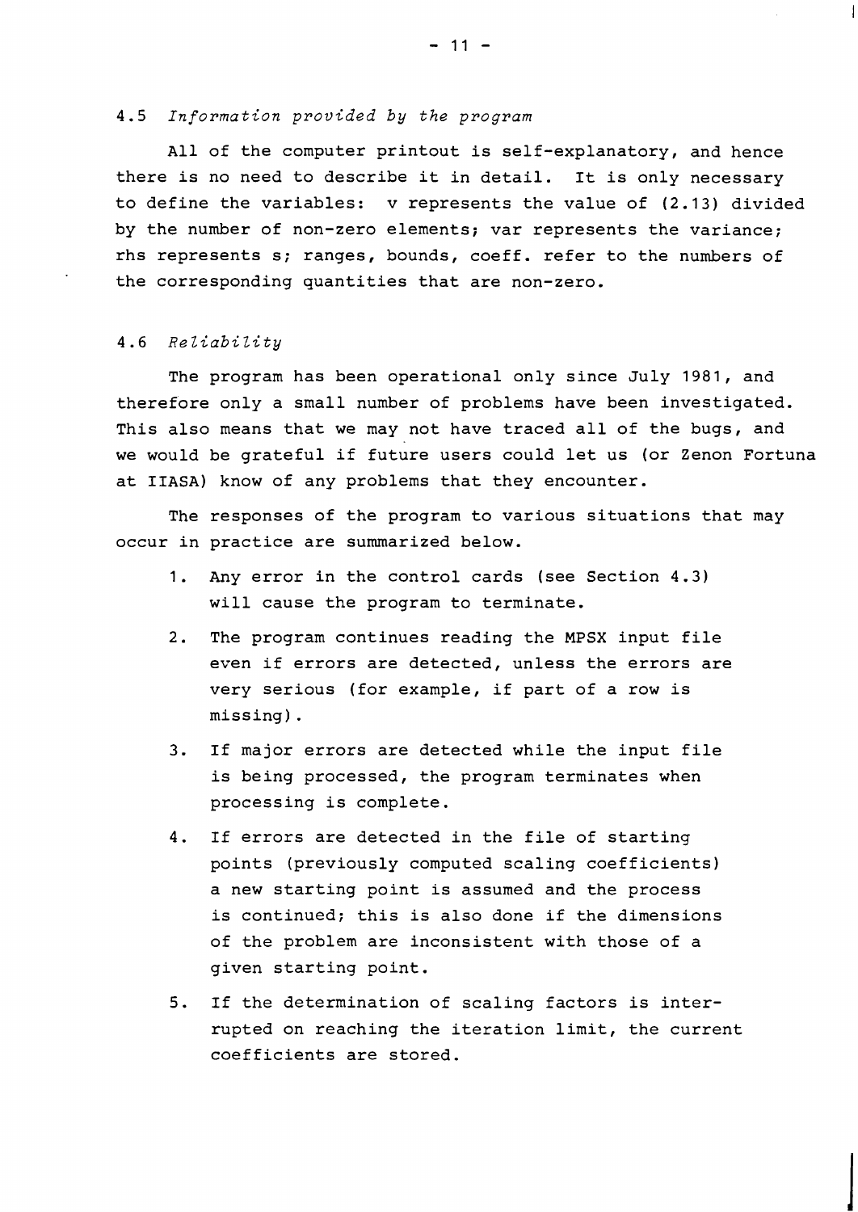### 4.5 *Information provided by the program*

All of the computer printout is self-explanatory, and hence there is no need to describe it in detail. It is only necessary to define the variables: v represents the value of (2.13) divided by the number of non-zero elements; var represents the variance; rhs represents s; ranges, bounds, coeff. refer to the numbers of the corresponding quantities that are non-zero.

### 4.6 *Reliability*

The program has been operational only since July 1981, and therefore only a small number of problems have been investigated. This also means that we may not have traced all of the bugs, and we would be grateful if future users could let us (or Zenon Fortuna at IIASA) know of any problems that they encounter.

The responses of the program to various situations that may occur in practice are summarized below.

1. Any error in the control cards (see Section 4.3) will cause the program to terminate.
2. The program continues reading the MPSX input file even if errors are detected, unless the errors are very serious (for example, if part of a row is missing).
3. If major errors are detected while the input file is being processed, the program terminates when processing is complete.
4. If errors are detected in the file of starting points (previously computed scaling coefficients) a new starting point is assumed and the process is continued; this is also done if the dimensions of the problem are inconsistent with those of a given starting point.
5. If the determination of scaling factors is interrupted on reaching the iteration limit, the current coefficients are stored.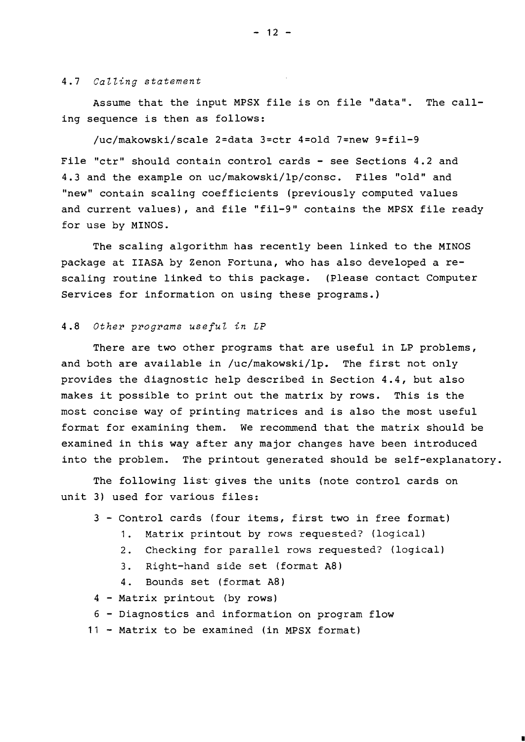### 4.7 *Calling statement*

Assume that the input MPSX file is on file "data". The calling sequence is then as follows:

```
/uc/makowski/scale 2=data 3=ctr 4=old 7=new 9=fil-9
```

File "ctr" should contain control cards - see Sections 4.2 and 4.3 and the example on uc/makowski/lp/consc. Files "old" and "new" contain scaling coefficients (previously computed values and current values), and file "fil-9" contains the MPSX file ready for use by MINOS.

The scaling algorithm has recently been linked to the MINOS package at IIASA by Zenon Fortuna, who has also developed a rescaling routine linked to this package. (Please contact Computer Services for information on using these programs.)

### 4.8 *Other programs useful in LP*

There are two other programs that are useful in LP problems, and both are available in /uc/makowski/lp. The first not only provides the diagnostic help described in Section 4.4, but also makes it possible to print out the matrix by rows. This is the most concise way of printing matrices and is also the most useful format for examining them. We recommend that the matrix should be examined in this way after any major changes have been introduced into the problem. The printout generated should be self-explanatory.

The following list gives the units (note control cards on unit 3) used for various files:

- 3 - Control cards (four items, first two in free format)
  1. Matrix printout by rows requested? (logical)
  2. Checking for parallel rows requested? (logical)
  3. Right-hand side set (format A8)
  4. Bounds set (format A8)
- 4 - Matrix printout (by rows)
- 6 - Diagnostics and information on program flow
- 11 - Matrix to be examined (in MPSX format)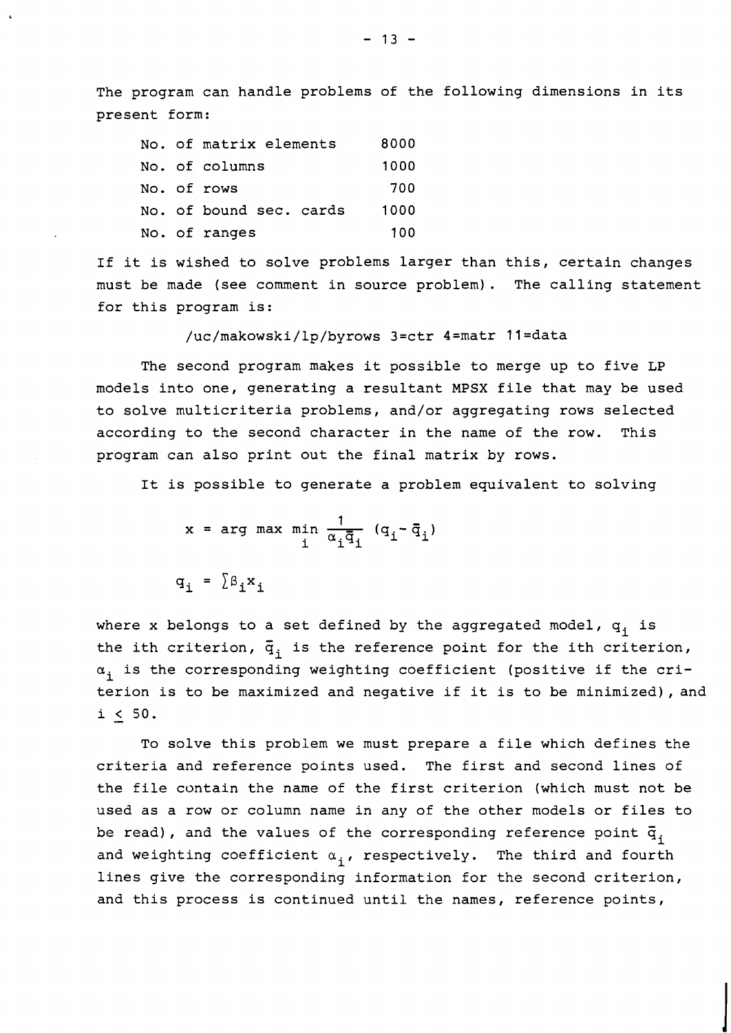The program can handle problems of the following dimensions in its present form:

| | |
|---|---|
| No. of matrix elements | 8000 |
| No. of columns | 1000 |
| No. of rows | 700 |
| No. of bound sec. cards | 1000 |
| No. of ranges | 100 |

If it is wished to solve problems larger than this, certain changes must be made (see comment in source problem). The calling statement for this program is:

```
/uc/makowski/lp/byrows 3=ctr 4=matr 11=data
```

The second program makes it possible to merge up to five LP models into one, generating a resultant MPSX file that may be used to solve multicriteria problems, and/or aggregating rows selected according to the second character in the name of the row. This program can also print out the final matrix by rows.

It is possible to generate a problem equivalent to solving

$$x = \arg\max \min_{i} \frac{1}{\alpha_i \bar{q}_i} (q_i - \bar{q}_i)$$

$$q_i = \sum \beta_i x_i$$

where x belongs to a set defined by the aggregated model, $q_i$ is the ith criterion, $\bar{q}_i$ is the reference point for the ith criterion, $\alpha_i$ is the corresponding weighting coefficient (positive if the criterion is to be maximized and negative if it is to be minimized), and $i \leq 50$.

To solve this problem we must prepare a file which defines the criteria and reference points used. The first and second lines of the file contain the name of the first criterion (which must not be used as a row or column name in any of the other models or files to be read), and the values of the corresponding reference point $\bar{q}_i$ and weighting coefficient $\alpha_i$, respectively. The third and fourth lines give the corresponding information for the second criterion, and this process is continued until the names, reference points,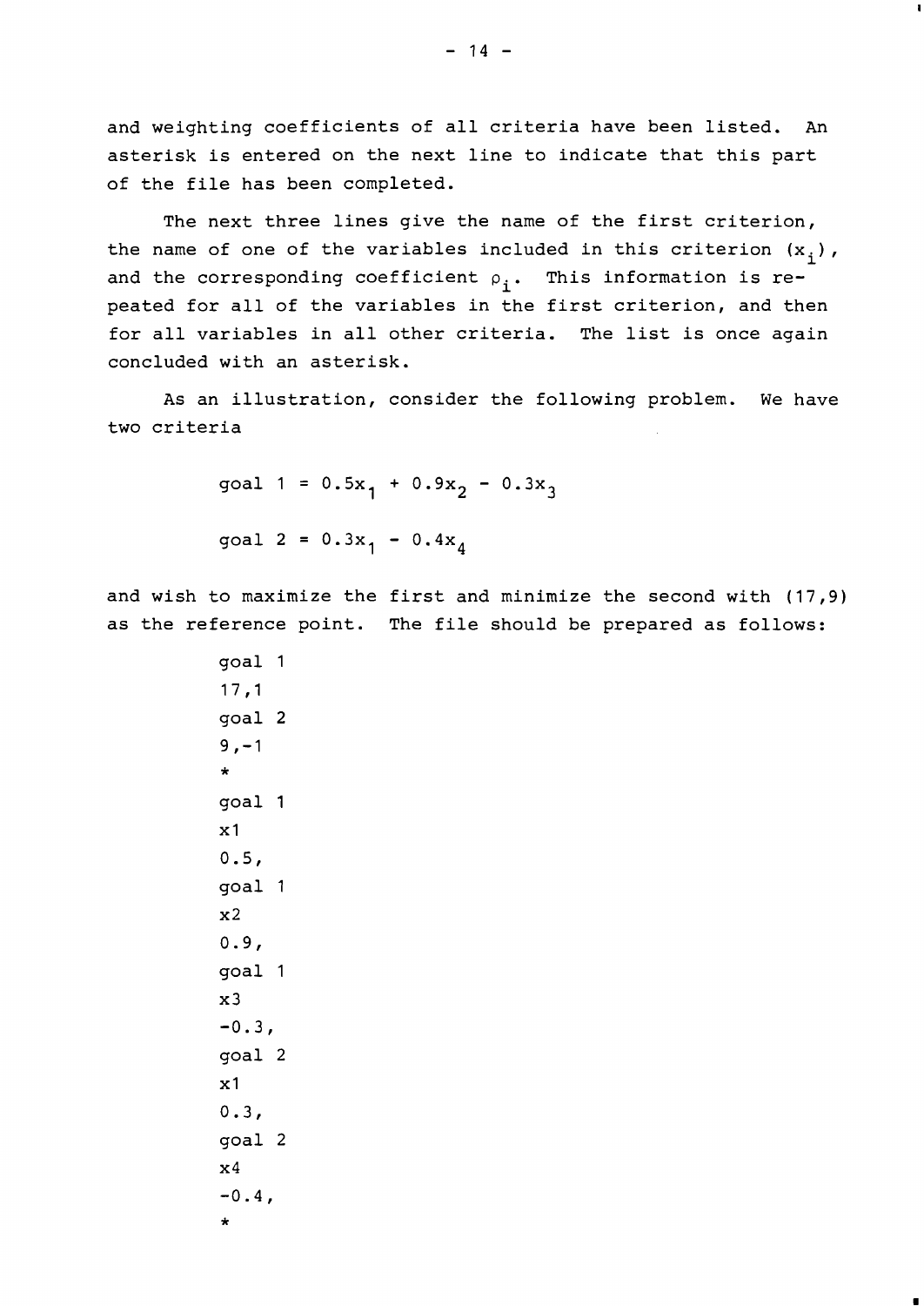and weighting coefficients of all criteria have been listed. An asterisk is entered on the next line to indicate that this part of the file has been completed.

The next three lines give the name of the first criterion, the name of one of the variables included in this criterion ($x_i$), and the corresponding coefficient $\rho_i$. This information is repeated for all of the variables in the first criterion, and then for all variables in all other criteria. The list is once again concluded with an asterisk.

As an illustration, consider the following problem. We have two criteria

$$\text{goal 1} = 0.5x_1 + 0.9x_2 - 0.3x_3$$

$$\text{goal 2} = 0.3x_1 - 0.4x_4$$

and wish to maximize the first and minimize the second with (17,9) as the reference point. The file should be prepared as follows:

```
goal 1
17,1
goal 2
9,-1
*
goal 1
x1
0.5,
goal 1
x2
0.9,
goal 1
x3
-0.3,
goal 2
x1
0.3,
goal 2
x4
-0.4,
*
```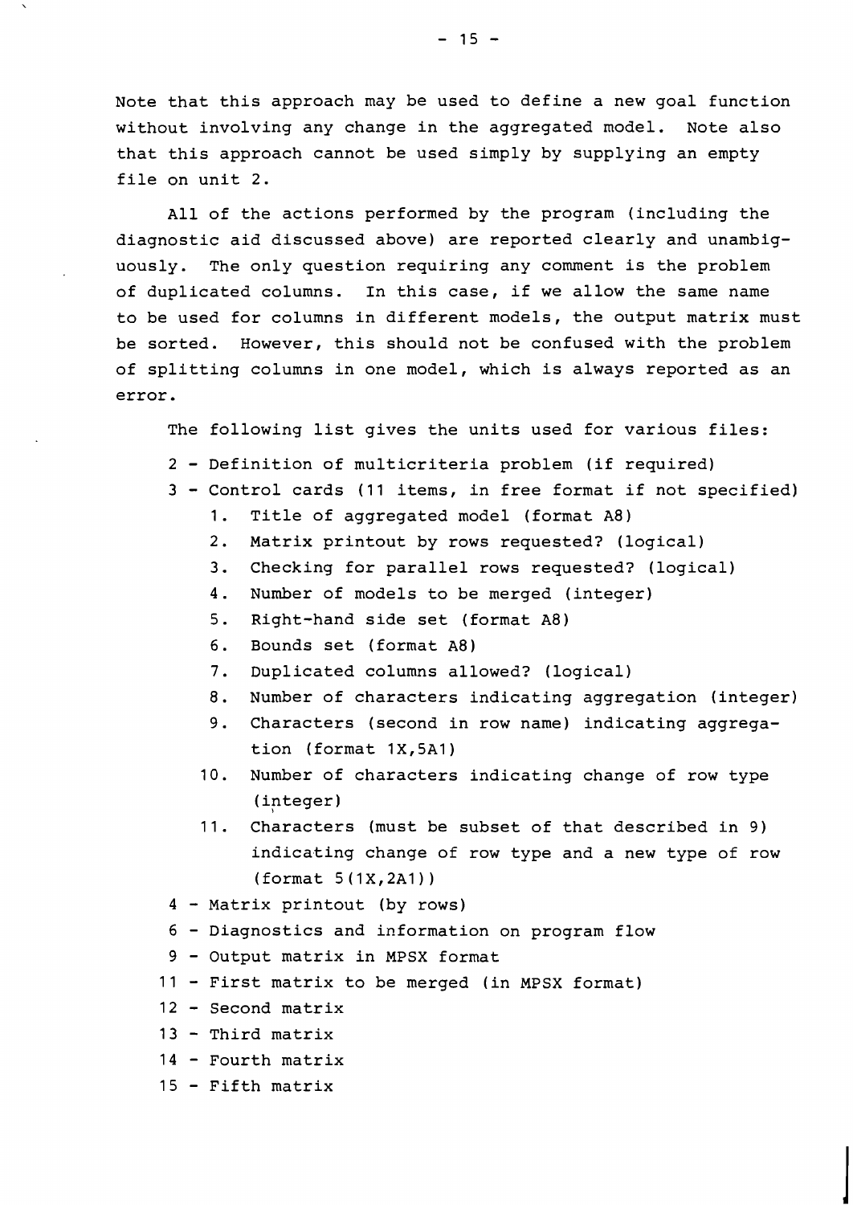Note that this approach may be used to define a new goal function without involving any change in the aggregated model. Note also that this approach cannot be used simply by supplying an empty file on unit 2.

All of the actions performed by the program (including the diagnostic aid discussed above) are reported clearly and unambiguously. The only question requiring any comment is the problem of duplicated columns. In this case, if we allow the same name to be used for columns in different models, the output matrix must be sorted. However, this should not be confused with the problem of splitting columns in one model, which is always reported as an error.

The following list gives the units used for various files:

- 2 - Definition of multicriteria problem (if required)
- 3 - Control cards (11 items, in free format if not specified)
  1. Title of aggregated model (format A8)
  2. Matrix printout by rows requested? (logical)
  3. Checking for parallel rows requested? (logical)
  4. Number of models to be merged (integer)
  5. Right-hand side set (format A8)
  6. Bounds set (format A8)
  7. Duplicated columns allowed? (logical)
  8. Number of characters indicating aggregation (integer)
  9. Characters (second in row name) indicating aggregation (format 1X,5A1)
  10. Number of characters indicating change of row type (integer)
  11. Characters (must be subset of that described in 9) indicating change of row type and a new type of row (format 5(1X,2A1))
- 4 - Matrix printout (by rows)
- 6 - Diagnostics and information on program flow
- 9 - Output matrix in MPSX format
- 11 - First matrix to be merged (in MPSX format)
- 12 - Second matrix
- 13 - Third matrix
- 14 - Fourth matrix
- 15 - Fifth matrix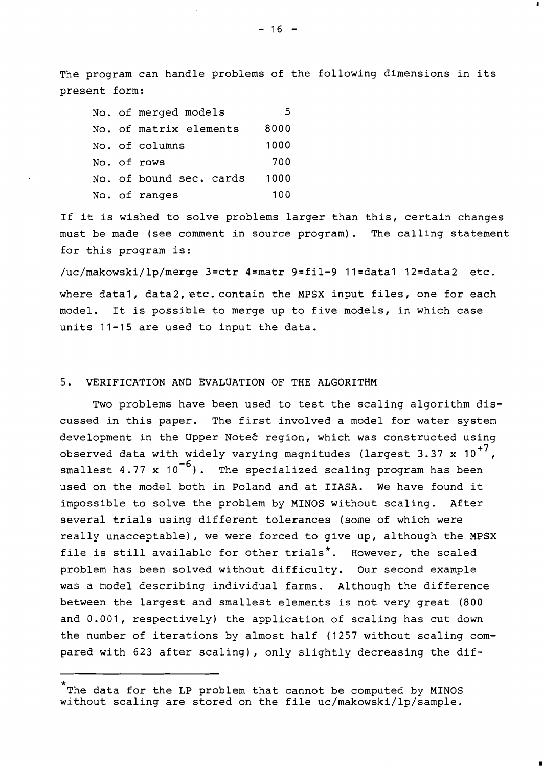The program can handle problems of the following dimensions in its present form:

| | |
|---|---|
| No. of merged models | 5 |
| No. of matrix elements | 8000 |
| No. of columns | 1000 |
| No. of rows | 700 |
| No. of bound sec. cards | 1000 |
| No. of ranges | 100 |

If it is wished to solve problems larger than this, certain changes must be made (see comment in source program). The calling statement for this program is:

```
/uc/makowski/lp/merge 3=ctr 4=matr 9=fil-9 11=data1 12=data2 etc.
```

where data1, data2, etc. contain the MPSX input files, one for each model. It is possible to merge up to five models, in which case units 11-15 are used to input the data.

## 5. VERIFICATION AND EVALUATION OF THE ALGORITHM

Two problems have been used to test the scaling algorithm discussed in this paper. The first involved a model for water system development in the Upper Noteć region, which was constructed using observed data with widely varying magnitudes (largest $3.37 \times 10^{+7}$, smallest $4.77 \times 10^{-6}$). The specialized scaling program has been used on the model both in Poland and at IIASA. We have found it impossible to solve the problem by MINOS without scaling. After several trials using different tolerances (some of which were really unacceptable), we were forced to give up, although the MPSX file is still available for other trials*. However, the scaled problem has been solved without difficulty. Our second example was a model describing individual farms. Although the difference between the largest and smallest elements is not very great (800 and 0.001, respectively) the application of scaling has cut down the number of iterations by almost half (1257 without scaling compared with 623 after scaling), only slightly decreasing the dif-

---

*The data for the LP problem that cannot be computed by MINOS without scaling are stored on the file uc/makowski/lp/sample.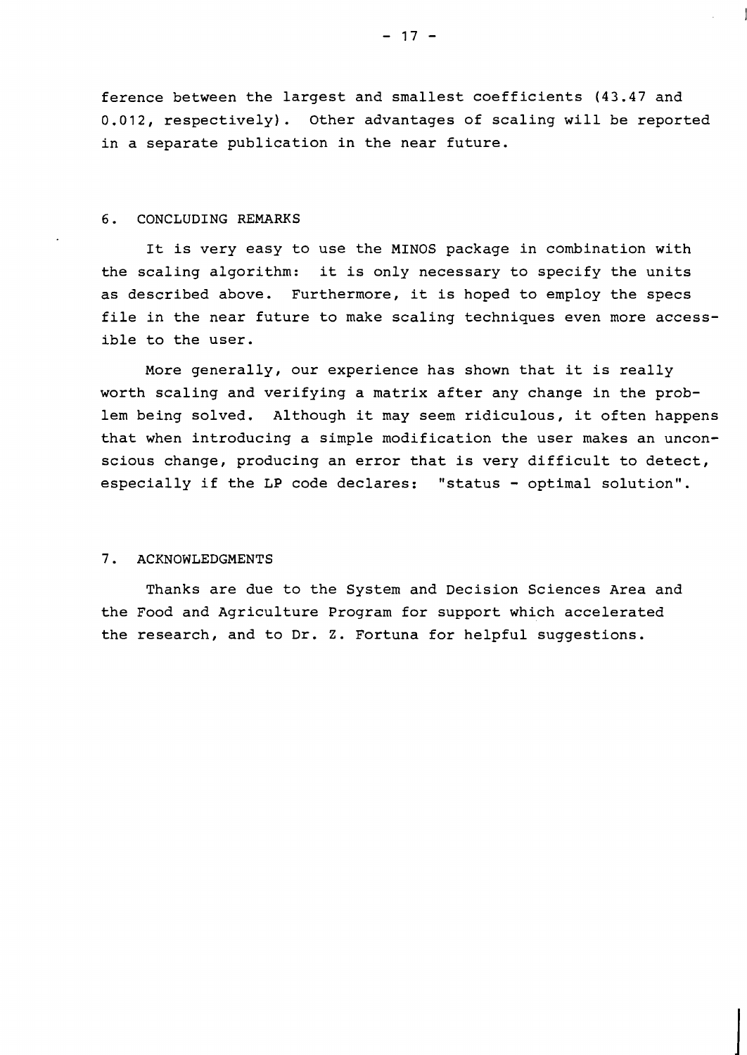ference between the largest and smallest coefficients (43.47 and 0.012, respectively). Other advantages of scaling will be reported in a separate publication in the near future.

## 6. CONCLUDING REMARKS

It is very easy to use the MINOS package in combination with the scaling algorithm: it is only necessary to specify the units as described above. Furthermore, it is hoped to employ the specs file in the near future to make scaling techniques even more accessible to the user.

More generally, our experience has shown that it is really worth scaling and verifying a matrix after any change in the problem being solved. Although it may seem ridiculous, it often happens that when introducing a simple modification the user makes an unconscious change, producing an error that is very difficult to detect, especially if the LP code declares: "status - optimal solution".

## 7. ACKNOWLEDGMENTS

Thanks are due to the System and Decision Sciences Area and the Food and Agriculture Program for support which accelerated the research, and to Dr. Z. Fortuna for helpful suggestions.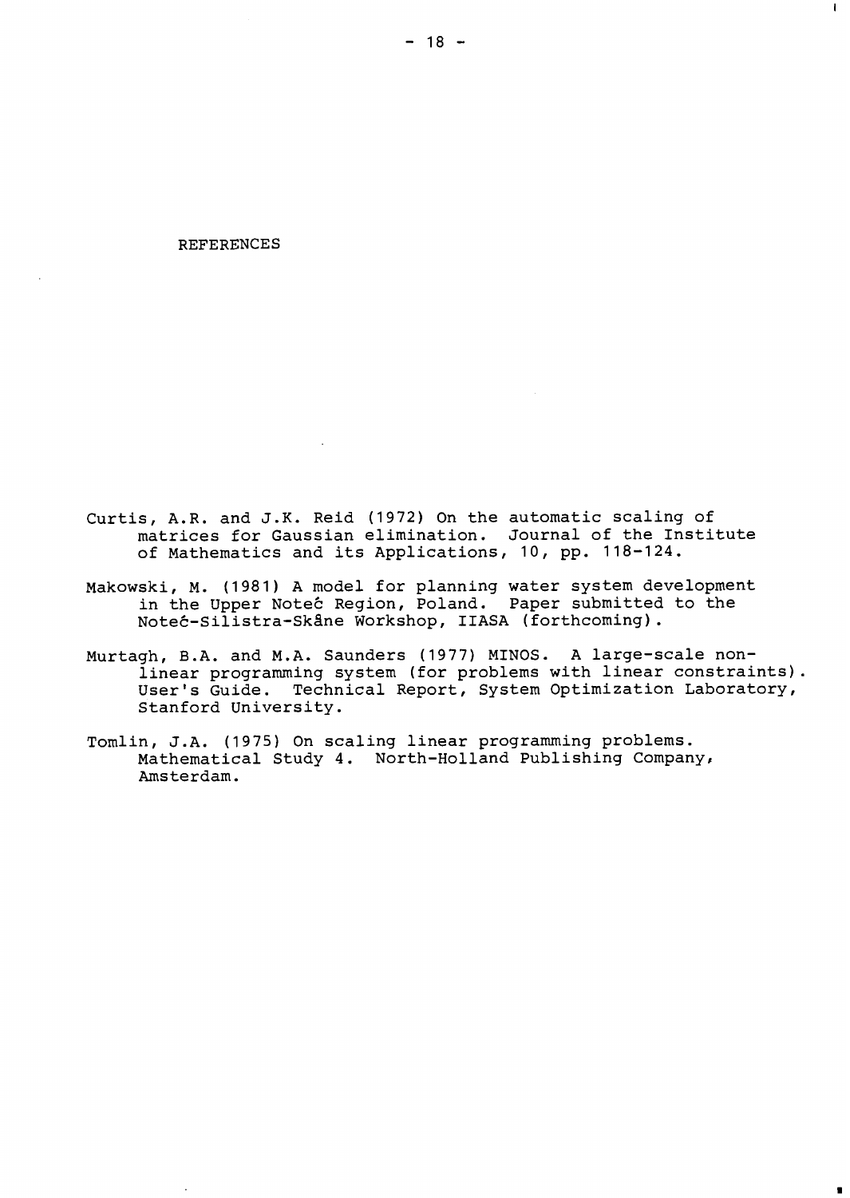# REFERENCES

Curtis, A.R. and J.K. Reid (1972) On the automatic scaling of matrices for Gaussian elimination. Journal of the Institute of Mathematics and its Applications, 10, pp. 118-124.

Makowski, M. (1981) A model for planning water system development in the Upper Noteć Region, Poland. Paper submitted to the Noteć-Silistra-Skåne Workshop, IIASA (forthcoming).

Murtagh, B.A. and M.A. Saunders (1977) MINOS. A large-scale nonlinear programming system (for problems with linear constraints). User's Guide. Technical Report, System Optimization Laboratory, Stanford University.

Tomlin, J.A. (1975) On scaling linear programming problems. Mathematical Study 4. North-Holland Publishing Company, Amsterdam.